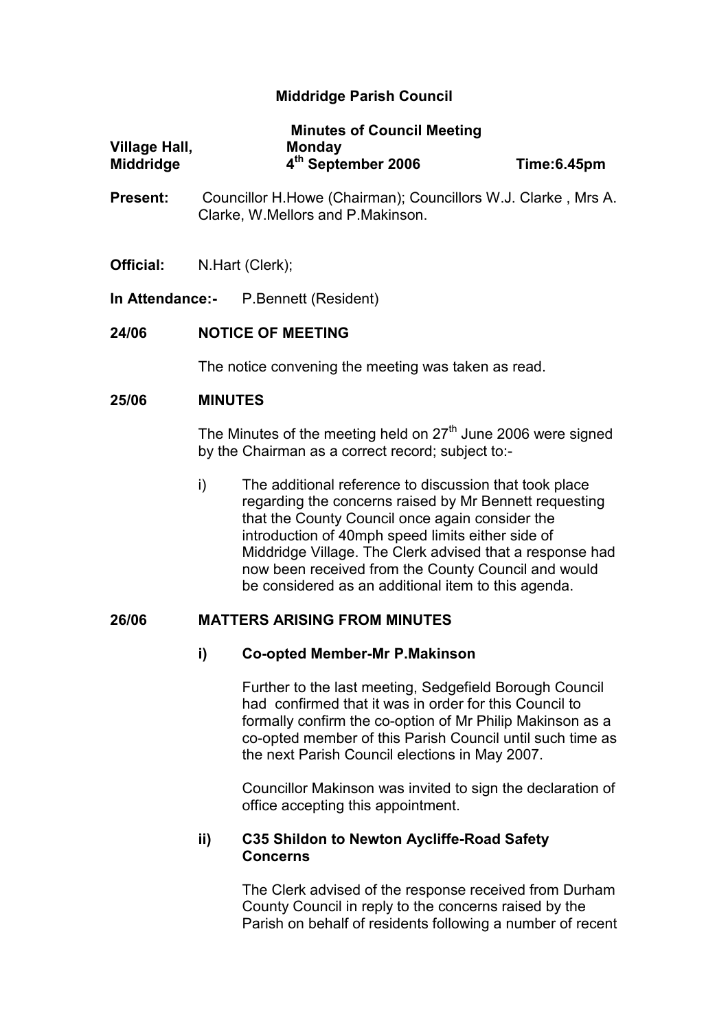# Middridge Parish Council

**Minutes of Council Meeting**

**Village Hall, Middridge** — **Monday 4th September 2006** — **Time:6.45pm**

**Present:** Councillor H.Howe (Chairman); Councillors W.J. Clarke , Mrs A. Clarke, W.Mellors and P.Makinson.

**Official:** N.Hart (Clerk);

**In Attendance:-** P.Bennett (Resident)

## 24/06 NOTICE OF MEETING

The notice convening the meeting was taken as read.

## 25/06 MINUTES

The Minutes of the meeting held on 27th June 2006 were signed by the Chairman as a correct record; subject to:-

i) The additional reference to discussion that took place regarding the concerns raised by Mr Bennett requesting that the County Council once again consider the introduction of 40mph speed limits either side of Middridge Village. The Clerk advised that a response had now been received from the County Council and would be considered as an additional item to this agenda.

## 26/06 MATTERS ARISING FROM MINUTES

### i) Co-opted Member-Mr P.Makinson

Further to the last meeting, Sedgefield Borough Council had confirmed that it was in order for this Council to formally confirm the co-option of Mr Philip Makinson as a co-opted member of this Parish Council until such time as the next Parish Council elections in May 2007.

Councillor Makinson was invited to sign the declaration of office accepting this appointment.

### ii) C35 Shildon to Newton Aycliffe-Road Safety Concerns

The Clerk advised of the response received from Durham County Council in reply to the concerns raised by the Parish on behalf of residents following a number of recent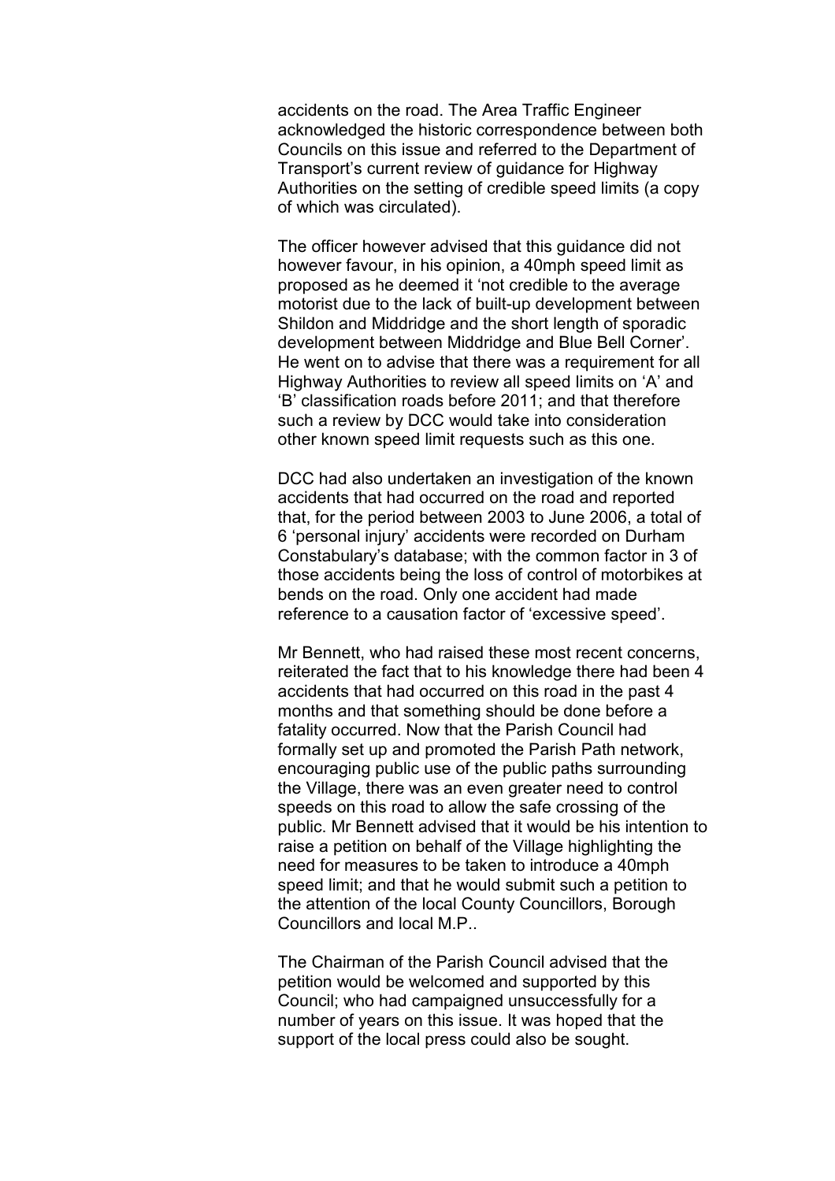accidents on the road. The Area Traffic Engineer acknowledged the historic correspondence between both Councils on this issue and referred to the Department of Transport's current review of guidance for Highway Authorities on the setting of credible speed limits (a copy of which was circulated).

The officer however advised that this guidance did not however favour, in his opinion, a 40mph speed limit as proposed as he deemed it 'not credible to the average motorist due to the lack of built-up development between Shildon and Middridge and the short length of sporadic development between Middridge and Blue Bell Corner'. He went on to advise that there was a requirement for all Highway Authorities to review all speed limits on 'A' and 'B' classification roads before 2011; and that therefore such a review by DCC would take into consideration other known speed limit requests such as this one.

DCC had also undertaken an investigation of the known accidents that had occurred on the road and reported that, for the period between 2003 to June 2006, a total of 6 'personal injury' accidents were recorded on Durham Constabulary's database; with the common factor in 3 of those accidents being the loss of control of motorbikes at bends on the road. Only one accident had made reference to a causation factor of 'excessive speed'.

Mr Bennett, who had raised these most recent concerns, reiterated the fact that to his knowledge there had been 4 accidents that had occurred on this road in the past 4 months and that something should be done before a fatality occurred. Now that the Parish Council had formally set up and promoted the Parish Path network, encouraging public use of the public paths surrounding the Village, there was an even greater need to control speeds on this road to allow the safe crossing of the public. Mr Bennett advised that it would be his intention to raise a petition on behalf of the Village highlighting the need for measures to be taken to introduce a 40mph speed limit; and that he would submit such a petition to the attention of the local County Councillors, Borough Councillors and local M.P..

The Chairman of the Parish Council advised that the petition would be welcomed and supported by this Council; who had campaigned unsuccessfully for a number of years on this issue. It was hoped that the support of the local press could also be sought.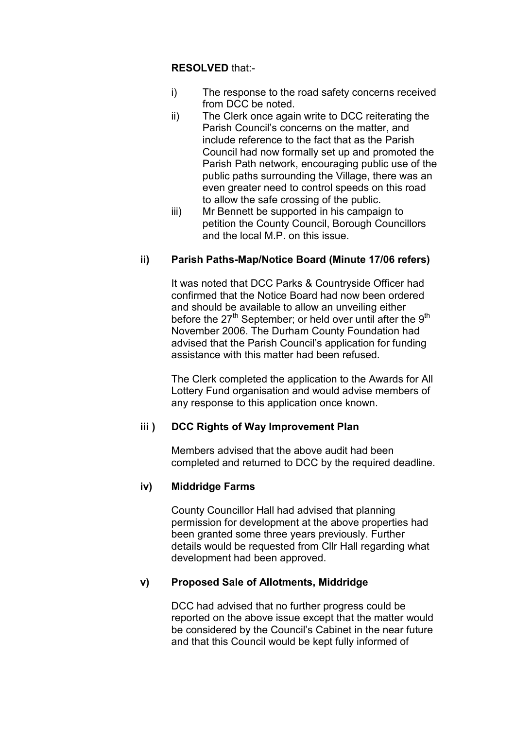**RESOLVED** that:-

i) The response to the road safety concerns received from DCC be noted.

ii) The Clerk once again write to DCC reiterating the Parish Council's concerns on the matter, and include reference to the fact that as the Parish Council had now formally set up and promoted the Parish Path network, encouraging public use of the public paths surrounding the Village, there was an even greater need to control speeds on this road to allow the safe crossing of the public.

iii) Mr Bennett be supported in his campaign to petition the County Council, Borough Councillors and the local M.P. on this issue.

**ii) Parish Paths-Map/Notice Board (Minute 17/06 refers)**

It was noted that DCC Parks & Countryside Officer had confirmed that the Notice Board had now been ordered and should be available to allow an unveiling either before the 27th September; or held over until after the 9th November 2006. The Durham County Foundation had advised that the Parish Council's application for funding assistance with this matter had been refused.

The Clerk completed the application to the Awards for All Lottery Fund organisation and would advise members of any response to this application once known.

**iii ) DCC Rights of Way Improvement Plan**

Members advised that the above audit had been completed and returned to DCC by the required deadline.

**iv) Middridge Farms**

County Councillor Hall had advised that planning permission for development at the above properties had been granted some three years previously. Further details would be requested from Cllr Hall regarding what development had been approved.

**v) Proposed Sale of Allotments, Middridge**

DCC had advised that no further progress could be reported on the above issue except that the matter would be considered by the Council's Cabinet in the near future and that this Council would be kept fully informed of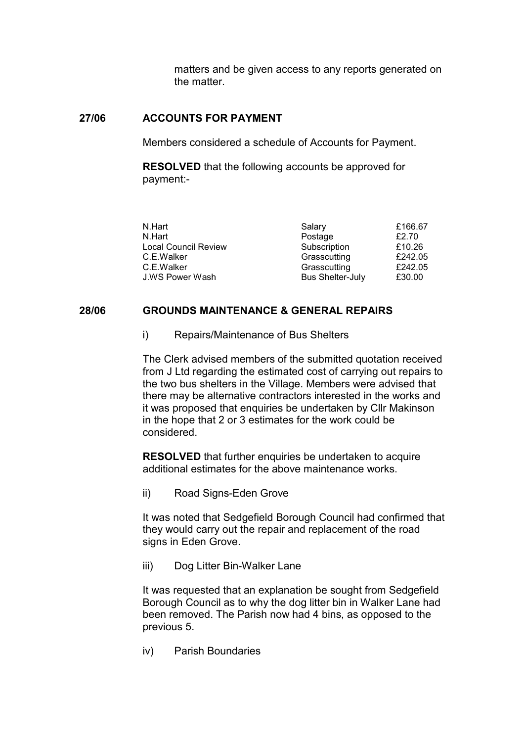matters and be given access to any reports generated on the matter.

## 27/06 ACCOUNTS FOR PAYMENT

Members considered a schedule of Accounts for Payment.

**RESOLVED** that the following accounts be approved for payment:-

| | | |
|---|---|---|
| N.Hart | Salary | £166.67 |
| N.Hart | Postage | £2.70 |
| Local Council Review | Subscription | £10.26 |
| C.E.Walker | Grasscutting | £242.05 |
| C.E.Walker | Grasscutting | £242.05 |
| J.WS Power Wash | Bus Shelter-July | £30.00 |

## 28/06 GROUNDS MAINTENANCE & GENERAL REPAIRS

i) Repairs/Maintenance of Bus Shelters

The Clerk advised members of the submitted quotation received from J Ltd regarding the estimated cost of carrying out repairs to the two bus shelters in the Village. Members were advised that there may be alternative contractors interested in the works and it was proposed that enquiries be undertaken by Cllr Makinson in the hope that 2 or 3 estimates for the work could be considered.

**RESOLVED** that further enquiries be undertaken to acquire additional estimates for the above maintenance works.

ii) Road Signs-Eden Grove

It was noted that Sedgefield Borough Council had confirmed that they would carry out the repair and replacement of the road signs in Eden Grove.

iii) Dog Litter Bin-Walker Lane

It was requested that an explanation be sought from Sedgefield Borough Council as to why the dog litter bin in Walker Lane had been removed. The Parish now had 4 bins, as opposed to the previous 5.

iv) Parish Boundaries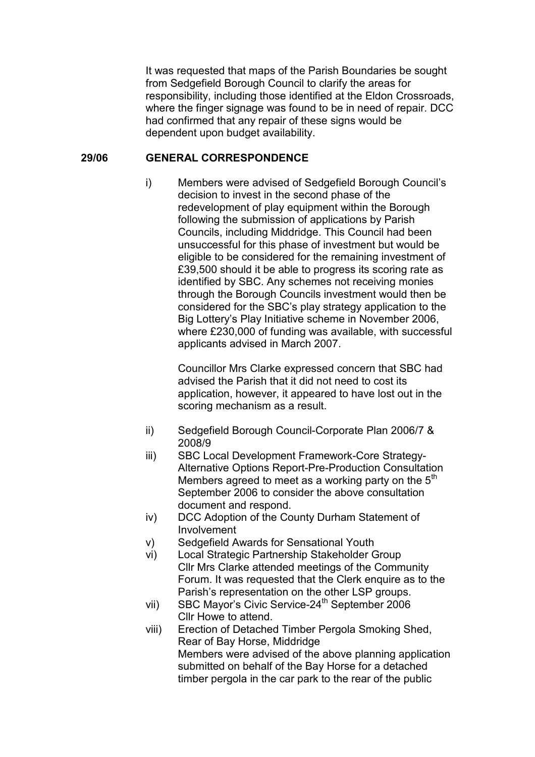It was requested that maps of the Parish Boundaries be sought from Sedgefield Borough Council to clarify the areas for responsibility, including those identified at the Eldon Crossroads, where the finger signage was found to be in need of repair. DCC had confirmed that any repair of these signs would be dependent upon budget availability.

**29/06 GENERAL CORRESPONDENCE**

i) Members were advised of Sedgefield Borough Council's decision to invest in the second phase of the redevelopment of play equipment within the Borough following the submission of applications by Parish Councils, including Middridge. This Council had been unsuccessful for this phase of investment but would be eligible to be considered for the remaining investment of £39,500 should it be able to progress its scoring rate as identified by SBC. Any schemes not receiving monies through the Borough Councils investment would then be considered for the SBC's play strategy application to the Big Lottery's Play Initiative scheme in November 2006, where £230,000 of funding was available, with successful applicants advised in March 2007.

   Councillor Mrs Clarke expressed concern that SBC had advised the Parish that it did not need to cost its application, however, it appeared to have lost out in the scoring mechanism as a result.

ii) Sedgefield Borough Council-Corporate Plan 2006/7 & 2008/9

iii) SBC Local Development Framework-Core Strategy-Alternative Options Report-Pre-Production Consultation
   Members agreed to meet as a working party on the 5th September 2006 to consider the above consultation document and respond.

iv) DCC Adoption of the County Durham Statement of Involvement

v) Sedgefield Awards for Sensational Youth

vi) Local Strategic Partnership Stakeholder Group
   Cllr Mrs Clarke attended meetings of the Community Forum. It was requested that the Clerk enquire as to the Parish's representation on the other LSP groups.

vii) SBC Mayor's Civic Service-24th September 2006
   Cllr Howe to attend.

viii) Erection of Detached Timber Pergola Smoking Shed, Rear of Bay Horse, Middridge
   Members were advised of the above planning application submitted on behalf of the Bay Horse for a detached timber pergola in the car park to the rear of the public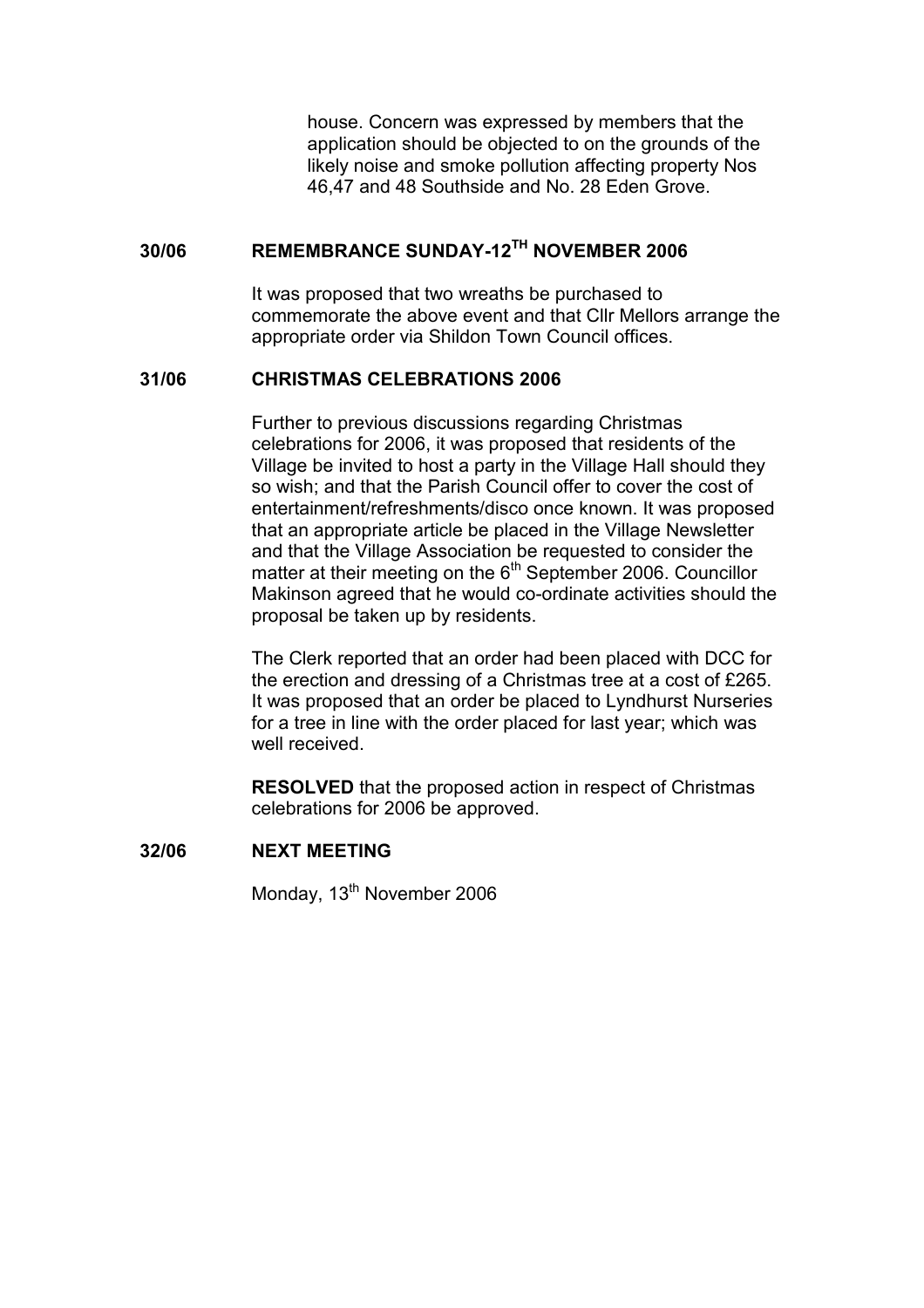house. Concern was expressed by members that the application should be objected to on the grounds of the likely noise and smoke pollution affecting property Nos 46,47 and 48 Southside and No. 28 Eden Grove.

## 30/06 REMEMBRANCE SUNDAY-12TH NOVEMBER 2006

It was proposed that two wreaths be purchased to commemorate the above event and that Cllr Mellors arrange the appropriate order via Shildon Town Council offices.

## 31/06 CHRISTMAS CELEBRATIONS 2006

Further to previous discussions regarding Christmas celebrations for 2006, it was proposed that residents of the Village be invited to host a party in the Village Hall should they so wish; and that the Parish Council offer to cover the cost of entertainment/refreshments/disco once known. It was proposed that an appropriate article be placed in the Village Newsletter and that the Village Association be requested to consider the matter at their meeting on the 6th September 2006. Councillor Makinson agreed that he would co-ordinate activities should the proposal be taken up by residents.

The Clerk reported that an order had been placed with DCC for the erection and dressing of a Christmas tree at a cost of £265. It was proposed that an order be placed to Lyndhurst Nurseries for a tree in line with the order placed for last year; which was well received.

**RESOLVED** that the proposed action in respect of Christmas celebrations for 2006 be approved.

## 32/06 NEXT MEETING

Monday, 13th November 2006